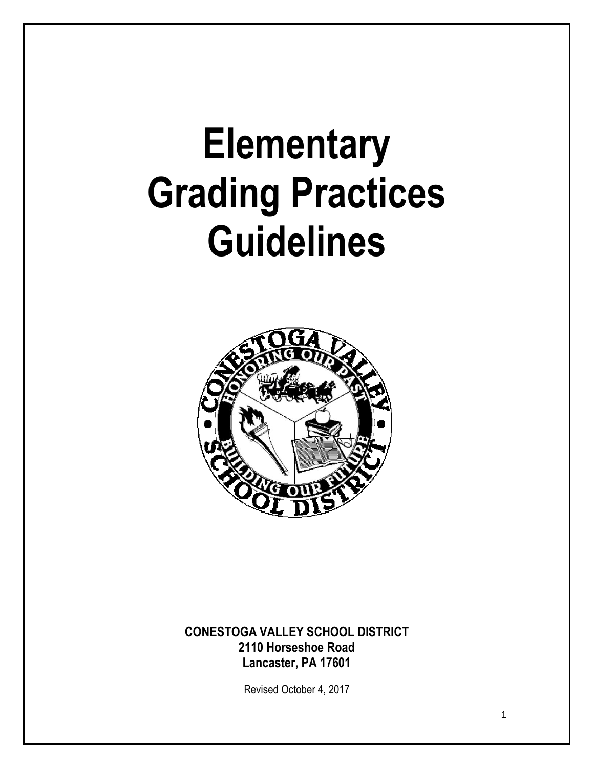# Elementary Grading Practices Guidelines

**CONESTOGA VALLEY SCHOOL DISTRICT**
**2110 Horseshoe Road**
**Lancaster, PA 17601**

Revised October 4, 2017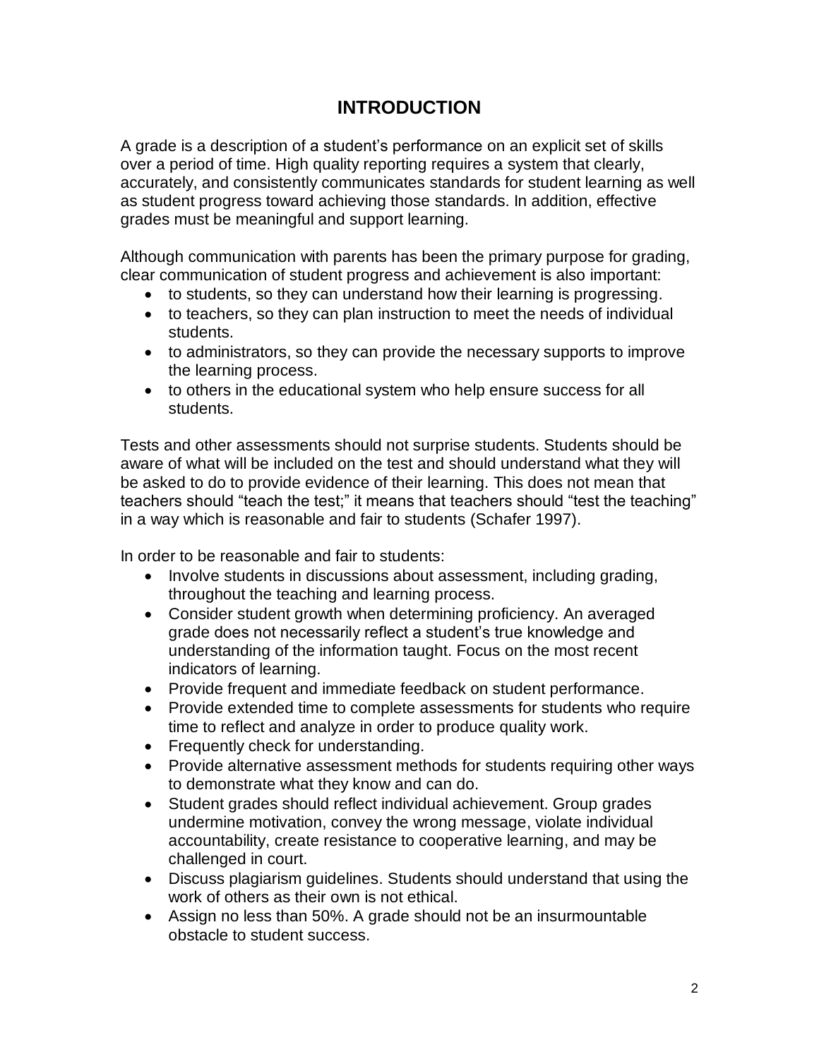# INTRODUCTION

A grade is a description of a student's performance on an explicit set of skills over a period of time. High quality reporting requires a system that clearly, accurately, and consistently communicates standards for student learning as well as student progress toward achieving those standards. In addition, effective grades must be meaningful and support learning.

Although communication with parents has been the primary purpose for grading, clear communication of student progress and achievement is also important:

- to students, so they can understand how their learning is progressing.
- to teachers, so they can plan instruction to meet the needs of individual students.
- to administrators, so they can provide the necessary supports to improve the learning process.
- to others in the educational system who help ensure success for all students.

Tests and other assessments should not surprise students. Students should be aware of what will be included on the test and should understand what they will be asked to do to provide evidence of their learning. This does not mean that teachers should "teach the test;" it means that teachers should "test the teaching" in a way which is reasonable and fair to students (Schafer 1997).

In order to be reasonable and fair to students:

- Involve students in discussions about assessment, including grading, throughout the teaching and learning process.
- Consider student growth when determining proficiency. An averaged grade does not necessarily reflect a student's true knowledge and understanding of the information taught. Focus on the most recent indicators of learning.
- Provide frequent and immediate feedback on student performance.
- Provide extended time to complete assessments for students who require time to reflect and analyze in order to produce quality work.
- Frequently check for understanding.
- Provide alternative assessment methods for students requiring other ways to demonstrate what they know and can do.
- Student grades should reflect individual achievement. Group grades undermine motivation, convey the wrong message, violate individual accountability, create resistance to cooperative learning, and may be challenged in court.
- Discuss plagiarism guidelines. Students should understand that using the work of others as their own is not ethical.
- Assign no less than 50%. A grade should not be an insurmountable obstacle to student success.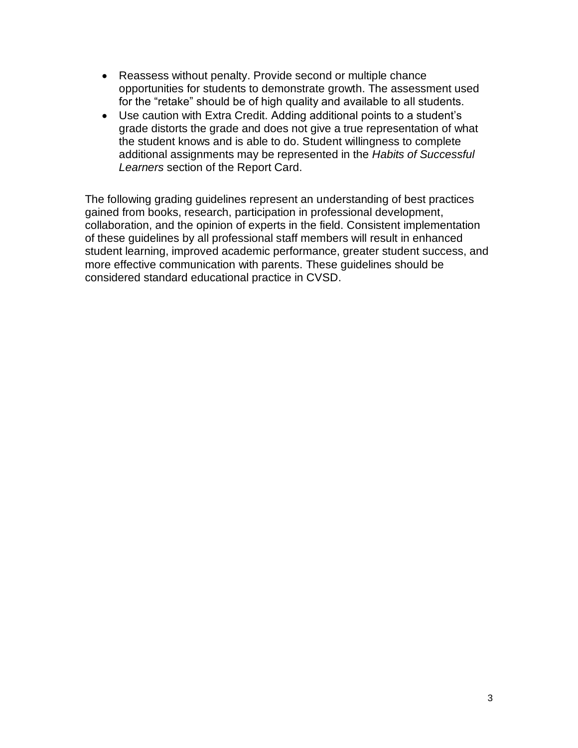- Reassess without penalty. Provide second or multiple chance opportunities for students to demonstrate growth. The assessment used for the "retake" should be of high quality and available to all students.
- Use caution with Extra Credit. Adding additional points to a student's grade distorts the grade and does not give a true representation of what the student knows and is able to do. Student willingness to complete additional assignments may be represented in the *Habits of Successful Learners* section of the Report Card.

The following grading guidelines represent an understanding of best practices gained from books, research, participation in professional development, collaboration, and the opinion of experts in the field. Consistent implementation of these guidelines by all professional staff members will result in enhanced student learning, improved academic performance, greater student success, and more effective communication with parents. These guidelines should be considered standard educational practice in CVSD.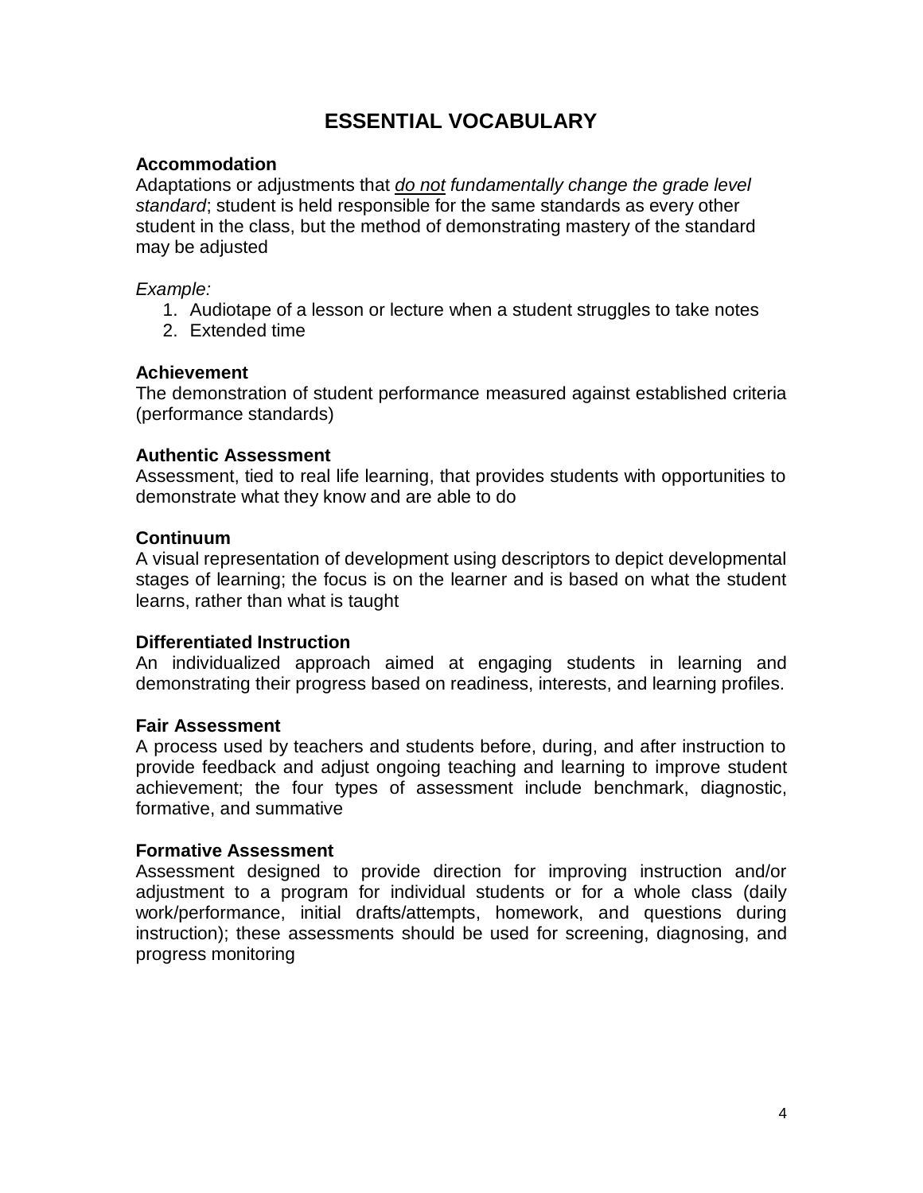# ESSENTIAL VOCABULARY

**Accommodation**
Adaptations or adjustments that *do not fundamentally change the grade level standard*; student is held responsible for the same standards as every other student in the class, but the method of demonstrating mastery of the standard may be adjusted

*Example:*

1. Audiotape of a lesson or lecture when a student struggles to take notes
2. Extended time

**Achievement**
The demonstration of student performance measured against established criteria (performance standards)

**Authentic Assessment**
Assessment, tied to real life learning, that provides students with opportunities to demonstrate what they know and are able to do

**Continuum**
A visual representation of development using descriptors to depict developmental stages of learning; the focus is on the learner and is based on what the student learns, rather than what is taught

**Differentiated Instruction**
An individualized approach aimed at engaging students in learning and demonstrating their progress based on readiness, interests, and learning profiles.

**Fair Assessment**
A process used by teachers and students before, during, and after instruction to provide feedback and adjust ongoing teaching and learning to improve student achievement; the four types of assessment include benchmark, diagnostic, formative, and summative

**Formative Assessment**
Assessment designed to provide direction for improving instruction and/or adjustment to a program for individual students or for a whole class (daily work/performance, initial drafts/attempts, homework, and questions during instruction); these assessments should be used for screening, diagnosing, and progress monitoring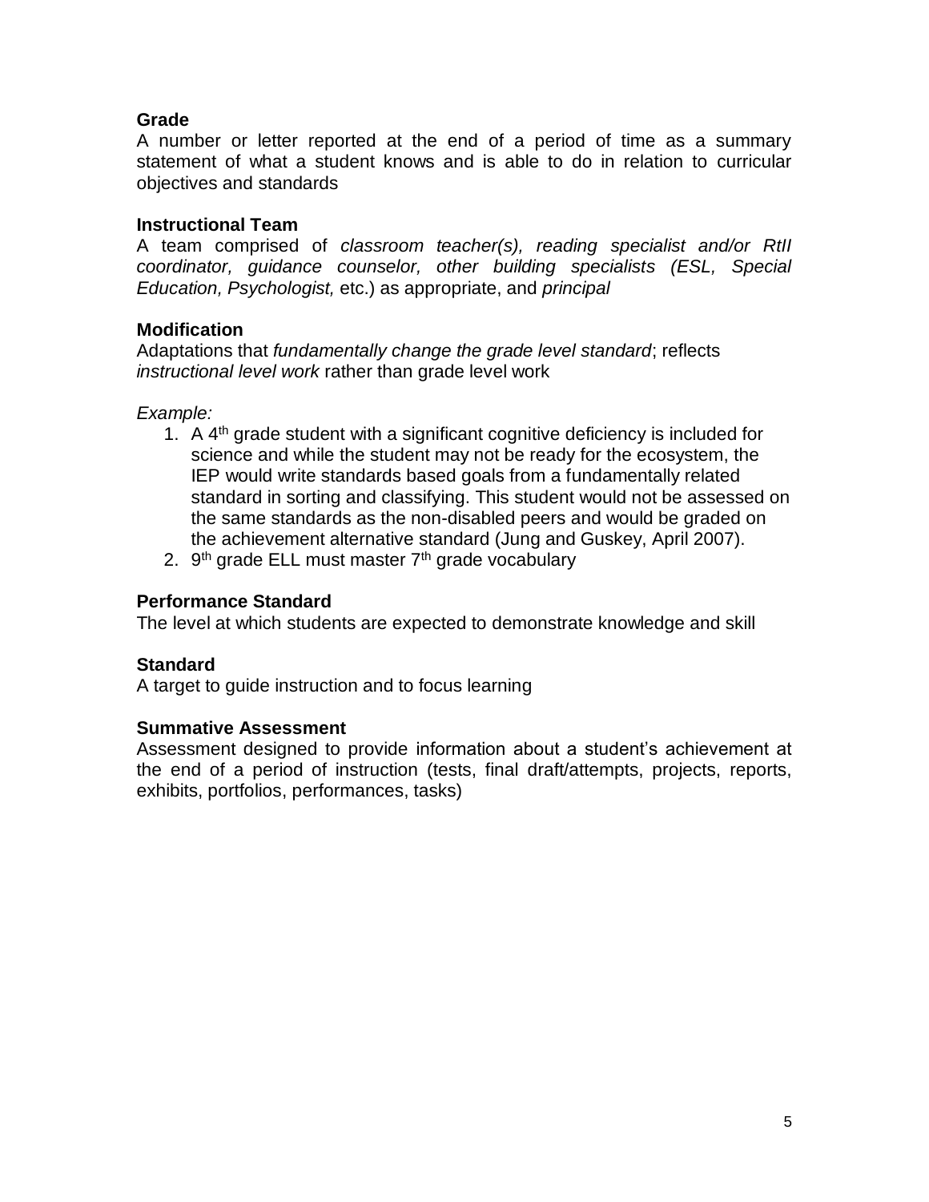**Grade**

A number or letter reported at the end of a period of time as a summary statement of what a student knows and is able to do in relation to curricular objectives and standards

**Instructional Team**

A team comprised of *classroom teacher(s), reading specialist and/or RtII coordinator, guidance counselor, other building specialists (ESL, Special Education, Psychologist,* etc.) as appropriate, and *principal*

**Modification**

Adaptations that *fundamentally change the grade level standard*; reflects *instructional level work* rather than grade level work

*Example:*

1. A 4th grade student with a significant cognitive deficiency is included for science and while the student may not be ready for the ecosystem, the IEP would write standards based goals from a fundamentally related standard in sorting and classifying. This student would not be assessed on the same standards as the non-disabled peers and would be graded on the achievement alternative standard (Jung and Guskey, April 2007).
2. 9th grade ELL must master 7th grade vocabulary

**Performance Standard**

The level at which students are expected to demonstrate knowledge and skill

**Standard**

A target to guide instruction and to focus learning

**Summative Assessment**

Assessment designed to provide information about a student's achievement at the end of a period of instruction (tests, final draft/attempts, projects, reports, exhibits, portfolios, performances, tasks)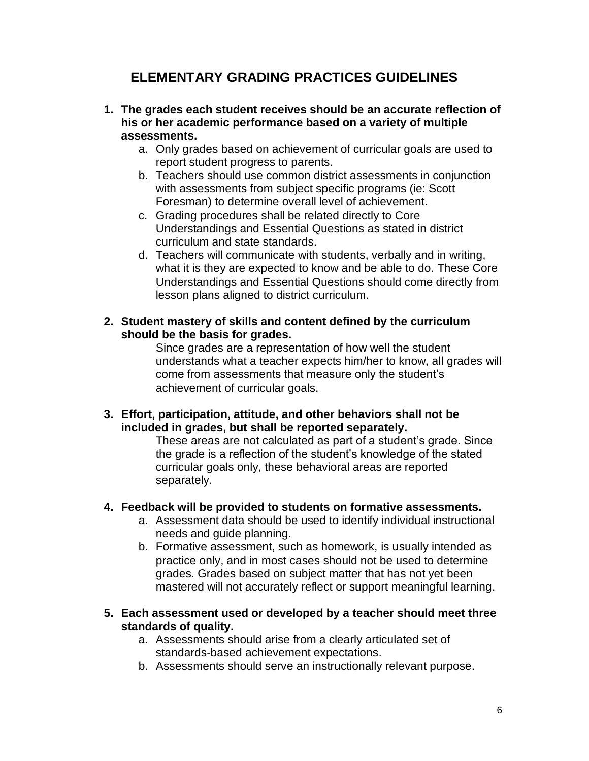# ELEMENTARY GRADING PRACTICES GUIDELINES

1. **The grades each student receives should be an accurate reflection of his or her academic performance based on a variety of multiple assessments.**
   a. Only grades based on achievement of curricular goals are used to report student progress to parents.
   b. Teachers should use common district assessments in conjunction with assessments from subject specific programs (ie: Scott Foresman) to determine overall level of achievement.
   c. Grading procedures shall be related directly to Core Understandings and Essential Questions as stated in district curriculum and state standards.
   d. Teachers will communicate with students, verbally and in writing, what it is they are expected to know and be able to do. These Core Understandings and Essential Questions should come directly from lesson plans aligned to district curriculum.

2. **Student mastery of skills and content defined by the curriculum should be the basis for grades.**

   Since grades are a representation of how well the student understands what a teacher expects him/her to know, all grades will come from assessments that measure only the student's achievement of curricular goals.

3. **Effort, participation, attitude, and other behaviors shall not be included in grades, but shall be reported separately.**

   These areas are not calculated as part of a student's grade. Since the grade is a reflection of the student's knowledge of the stated curricular goals only, these behavioral areas are reported separately.

4. **Feedback will be provided to students on formative assessments.**
   a. Assessment data should be used to identify individual instructional needs and guide planning.
   b. Formative assessment, such as homework, is usually intended as practice only, and in most cases should not be used to determine grades. Grades based on subject matter that has not yet been mastered will not accurately reflect or support meaningful learning.

5. **Each assessment used or developed by a teacher should meet three standards of quality.**
   a. Assessments should arise from a clearly articulated set of standards-based achievement expectations.
   b. Assessments should serve an instructionally relevant purpose.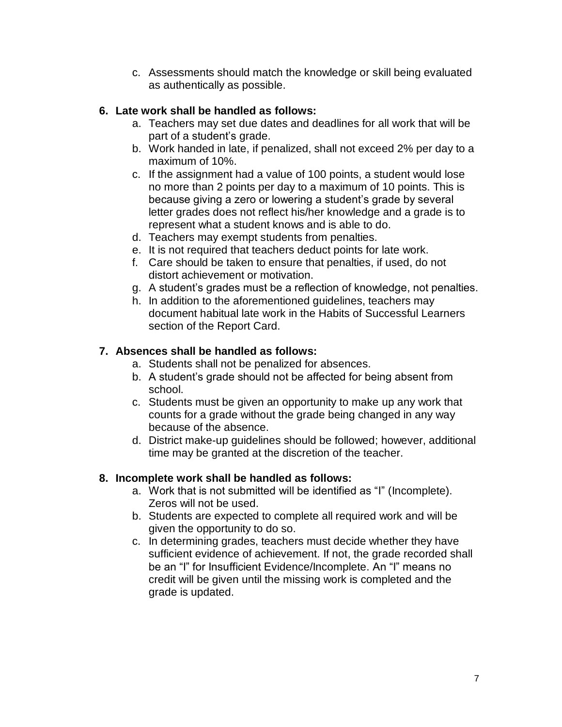c. Assessments should match the knowledge or skill being evaluated as authentically as possible.

**6. Late work shall be handled as follows:**

a. Teachers may set due dates and deadlines for all work that will be part of a student's grade.
b. Work handed in late, if penalized, shall not exceed 2% per day to a maximum of 10%.
c. If the assignment had a value of 100 points, a student would lose no more than 2 points per day to a maximum of 10 points. This is because giving a zero or lowering a student's grade by several letter grades does not reflect his/her knowledge and a grade is to represent what a student knows and is able to do.
d. Teachers may exempt students from penalties.
e. It is not required that teachers deduct points for late work.
f. Care should be taken to ensure that penalties, if used, do not distort achievement or motivation.
g. A student's grades must be a reflection of knowledge, not penalties.
h. In addition to the aforementioned guidelines, teachers may document habitual late work in the Habits of Successful Learners section of the Report Card.

**7. Absences shall be handled as follows:**

a. Students shall not be penalized for absences.
b. A student's grade should not be affected for being absent from school.
c. Students must be given an opportunity to make up any work that counts for a grade without the grade being changed in any way because of the absence.
d. District make-up guidelines should be followed; however, additional time may be granted at the discretion of the teacher.

**8. Incomplete work shall be handled as follows:**

a. Work that is not submitted will be identified as "I" (Incomplete). Zeros will not be used.
b. Students are expected to complete all required work and will be given the opportunity to do so.
c. In determining grades, teachers must decide whether they have sufficient evidence of achievement. If not, the grade recorded shall be an "I" for Insufficient Evidence/Incomplete. An "I" means no credit will be given until the missing work is completed and the grade is updated.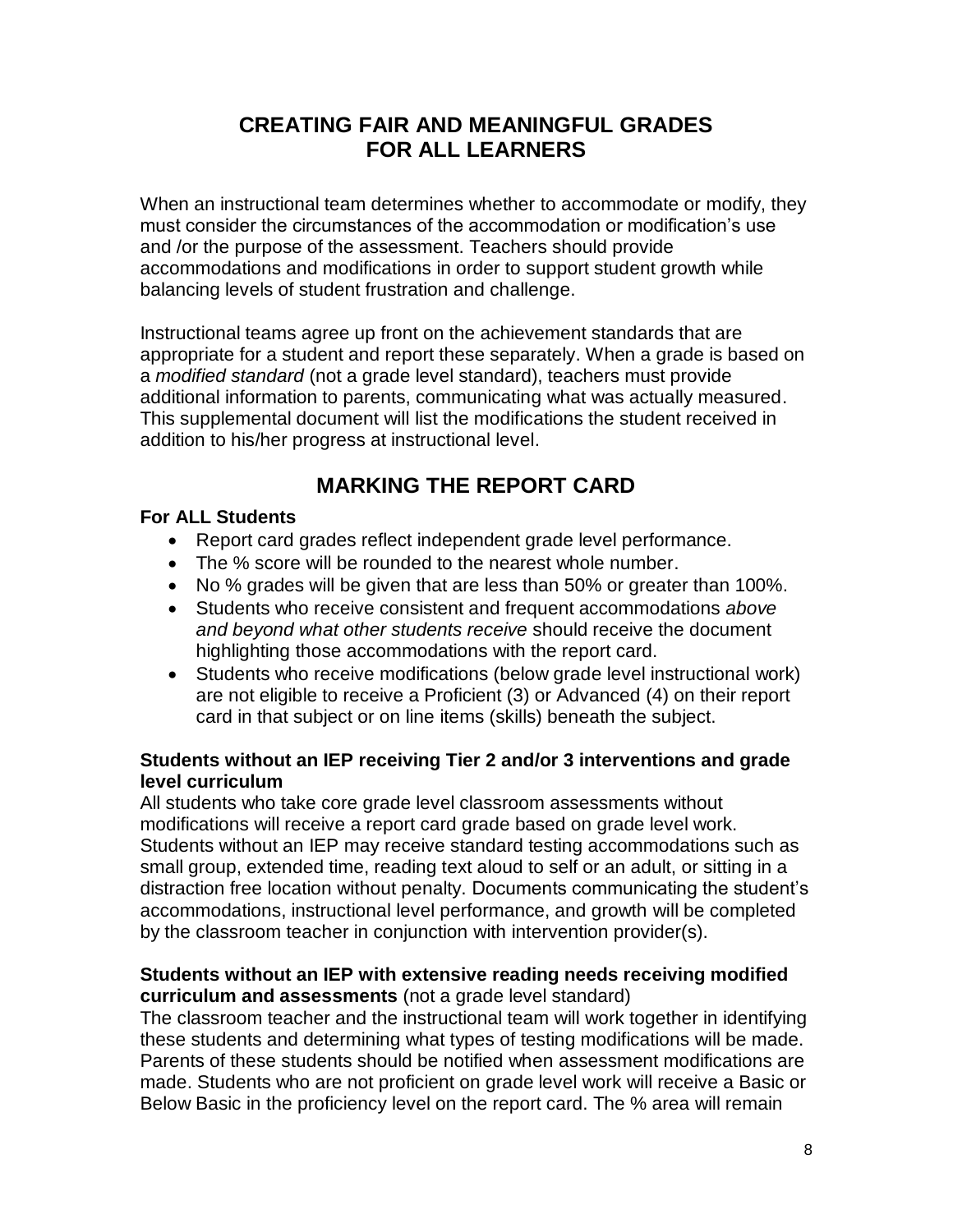# CREATING FAIR AND MEANINGFUL GRADES FOR ALL LEARNERS

When an instructional team determines whether to accommodate or modify, they must consider the circumstances of the accommodation or modification's use and /or the purpose of the assessment. Teachers should provide accommodations and modifications in order to support student growth while balancing levels of student frustration and challenge.

Instructional teams agree up front on the achievement standards that are appropriate for a student and report these separately. When a grade is based on a *modified standard* (not a grade level standard), teachers must provide additional information to parents, communicating what was actually measured. This supplemental document will list the modifications the student received in addition to his/her progress at instructional level.

# MARKING THE REPORT CARD

**For ALL Students**

- Report card grades reflect independent grade level performance.
- The % score will be rounded to the nearest whole number.
- No % grades will be given that are less than 50% or greater than 100%.
- Students who receive consistent and frequent accommodations *above and beyond what other students receive* should receive the document highlighting those accommodations with the report card.
- Students who receive modifications (below grade level instructional work) are not eligible to receive a Proficient (3) or Advanced (4) on their report card in that subject or on line items (skills) beneath the subject.

**Students without an IEP receiving Tier 2 and/or 3 interventions and grade level curriculum**

All students who take core grade level classroom assessments without modifications will receive a report card grade based on grade level work. Students without an IEP may receive standard testing accommodations such as small group, extended time, reading text aloud to self or an adult, or sitting in a distraction free location without penalty. Documents communicating the student's accommodations, instructional level performance, and growth will be completed by the classroom teacher in conjunction with intervention provider(s).

**Students without an IEP with extensive reading needs receiving modified curriculum and assessments** (not a grade level standard)

The classroom teacher and the instructional team will work together in identifying these students and determining what types of testing modifications will be made. Parents of these students should be notified when assessment modifications are made. Students who are not proficient on grade level work will receive a Basic or Below Basic in the proficiency level on the report card. The % area will remain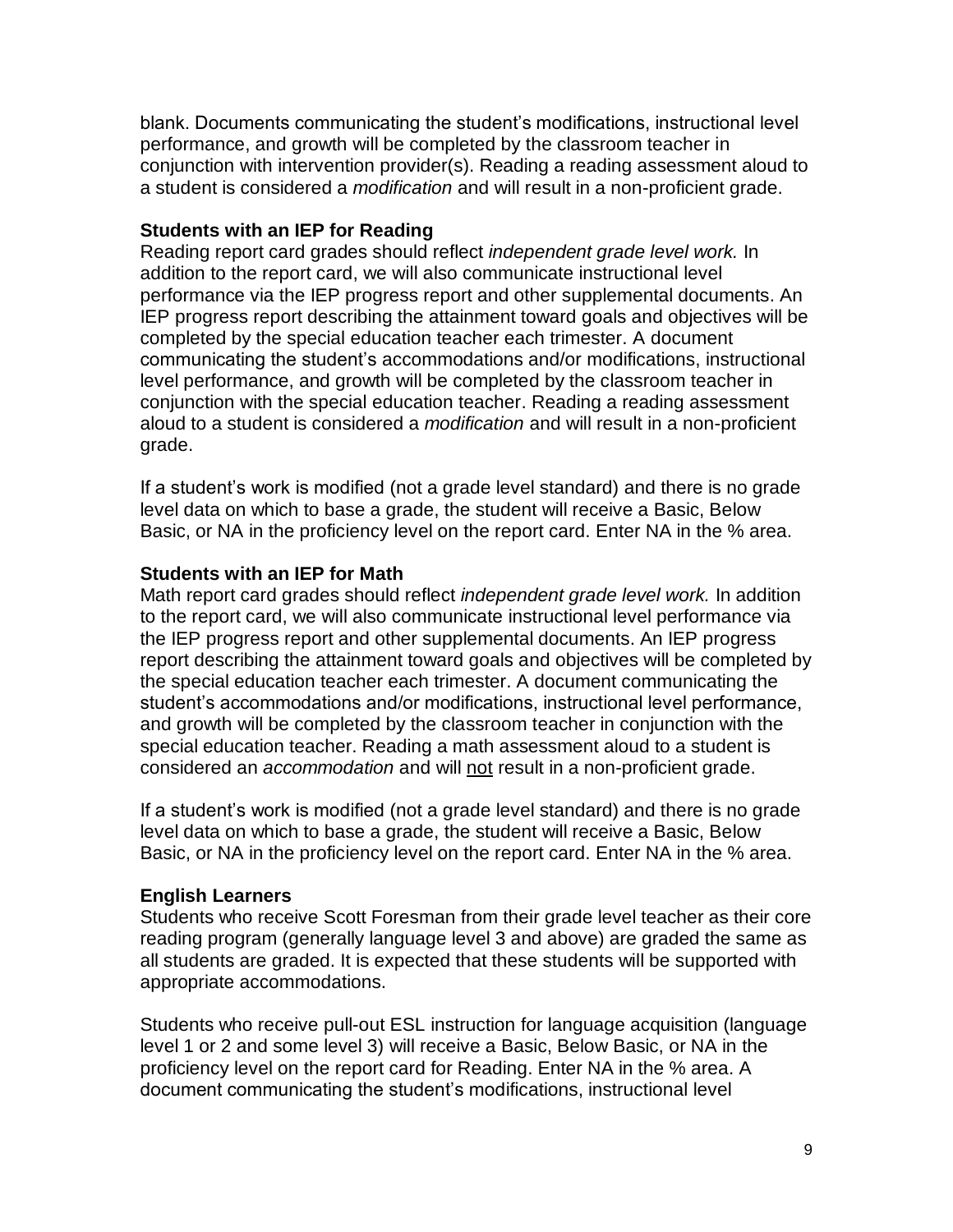blank. Documents communicating the student's modifications, instructional level performance, and growth will be completed by the classroom teacher in conjunction with intervention provider(s). Reading a reading assessment aloud to a student is considered a *modification* and will result in a non-proficient grade.

**Students with an IEP for Reading**

Reading report card grades should reflect *independent grade level work.* In addition to the report card, we will also communicate instructional level performance via the IEP progress report and other supplemental documents. An IEP progress report describing the attainment toward goals and objectives will be completed by the special education teacher each trimester. A document communicating the student's accommodations and/or modifications, instructional level performance, and growth will be completed by the classroom teacher in conjunction with the special education teacher. Reading a reading assessment aloud to a student is considered a *modification* and will result in a non-proficient grade.

If a student's work is modified (not a grade level standard) and there is no grade level data on which to base a grade, the student will receive a Basic, Below Basic, or NA in the proficiency level on the report card. Enter NA in the % area.

**Students with an IEP for Math**

Math report card grades should reflect *independent grade level work.* In addition to the report card, we will also communicate instructional level performance via the IEP progress report and other supplemental documents. An IEP progress report describing the attainment toward goals and objectives will be completed by the special education teacher each trimester. A document communicating the student's accommodations and/or modifications, instructional level performance, and growth will be completed by the classroom teacher in conjunction with the special education teacher. Reading a math assessment aloud to a student is considered an *accommodation* and will <u>not</u> result in a non-proficient grade.

If a student's work is modified (not a grade level standard) and there is no grade level data on which to base a grade, the student will receive a Basic, Below Basic, or NA in the proficiency level on the report card. Enter NA in the % area.

**English Learners**

Students who receive Scott Foresman from their grade level teacher as their core reading program (generally language level 3 and above) are graded the same as all students are graded. It is expected that these students will be supported with appropriate accommodations.

Students who receive pull-out ESL instruction for language acquisition (language level 1 or 2 and some level 3) will receive a Basic, Below Basic, or NA in the proficiency level on the report card for Reading. Enter NA in the % area. A document communicating the student's modifications, instructional level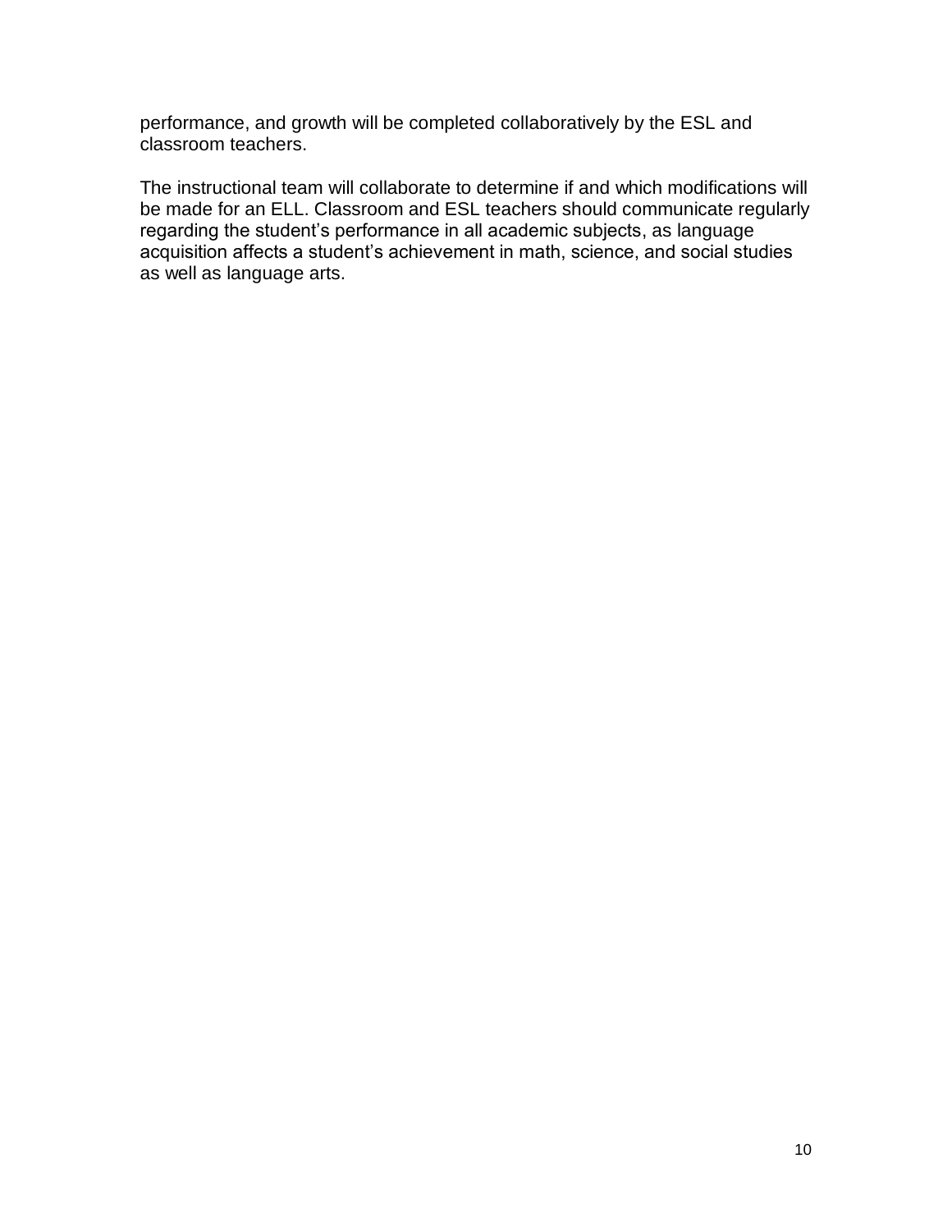performance, and growth will be completed collaboratively by the ESL and classroom teachers.

The instructional team will collaborate to determine if and which modifications will be made for an ELL. Classroom and ESL teachers should communicate regularly regarding the student's performance in all academic subjects, as language acquisition affects a student's achievement in math, science, and social studies as well as language arts.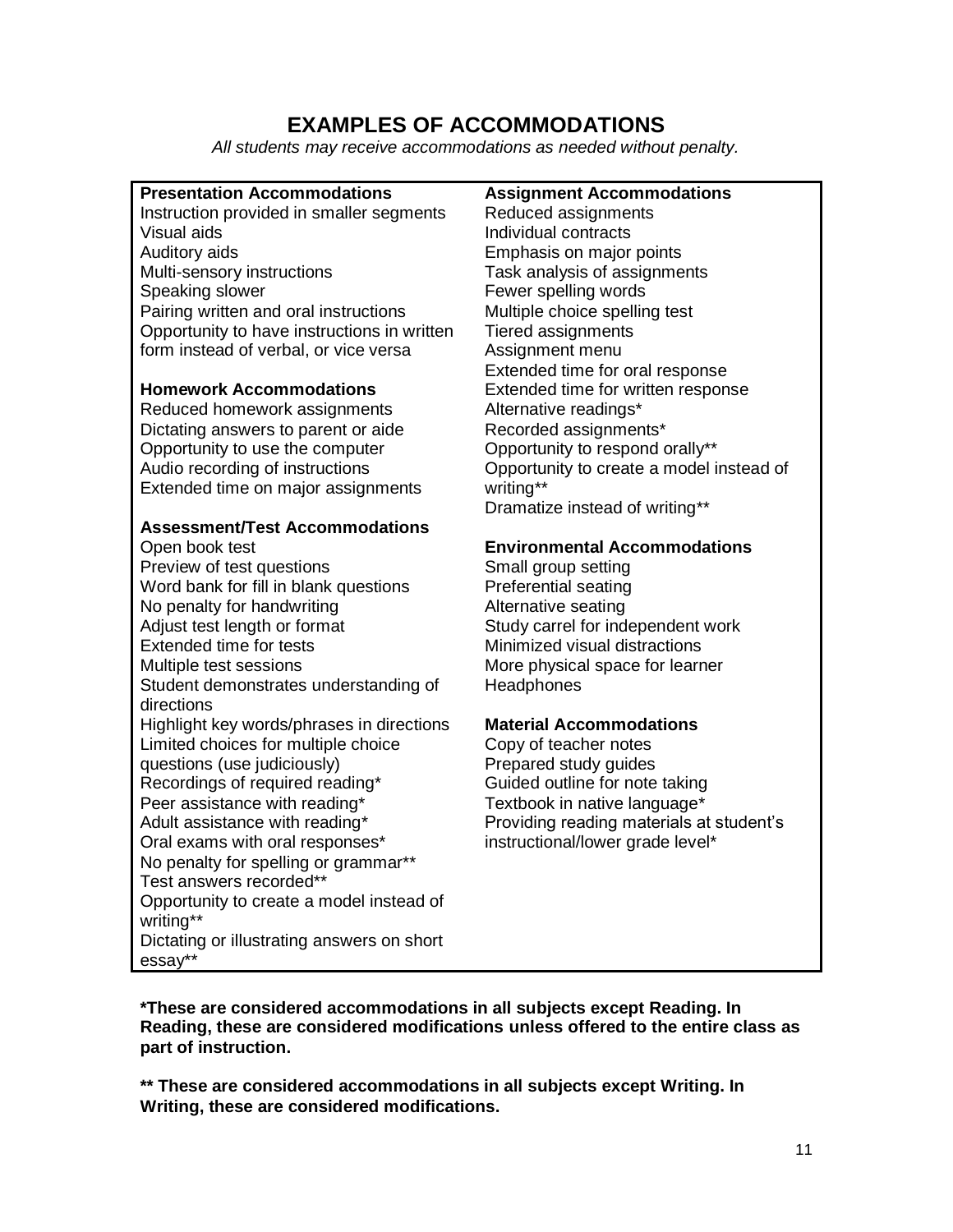# EXAMPLES OF ACCOMMODATIONS

*All students may receive accommodations as needed without penalty.*

**Presentation Accommodations**

Instruction provided in smaller segments
Visual aids
Auditory aids
Multi-sensory instructions
Speaking slower
Pairing written and oral instructions
Opportunity to have instructions in written form instead of verbal, or vice versa

**Homework Accommodations**

Reduced homework assignments
Dictating answers to parent or aide
Opportunity to use the computer
Audio recording of instructions
Extended time on major assignments

**Assessment/Test Accommodations**

Open book test
Preview of test questions
Word bank for fill in blank questions
No penalty for handwriting
Adjust test length or format
Extended time for tests
Multiple test sessions
Student demonstrates understanding of directions
Highlight key words/phrases in directions
Limited choices for multiple choice questions (use judiciously)
Recordings of required reading*
Peer assistance with reading*
Adult assistance with reading*
Oral exams with oral responses*
No penalty for spelling or grammar**
Test answers recorded**
Opportunity to create a model instead of writing**
Dictating or illustrating answers on short essay**

**Assignment Accommodations**

Reduced assignments
Individual contracts
Emphasis on major points
Task analysis of assignments
Fewer spelling words
Multiple choice spelling test
Tiered assignments
Assignment menu
Extended time for oral response
Extended time for written response
Alternative readings*
Recorded assignments*
Opportunity to respond orally**
Opportunity to create a model instead of writing**
Dramatize instead of writing**

**Environmental Accommodations**

Small group setting
Preferential seating
Alternative seating
Study carrel for independent work
Minimized visual distractions
More physical space for learner
Headphones

**Material Accommodations**

Copy of teacher notes
Prepared study guides
Guided outline for note taking
Textbook in native language*
Providing reading materials at student's instructional/lower grade level*

**\*These are considered accommodations in all subjects except Reading. In Reading, these are considered modifications unless offered to the entire class as part of instruction.**

**\*\* These are considered accommodations in all subjects except Writing. In Writing, these are considered modifications.**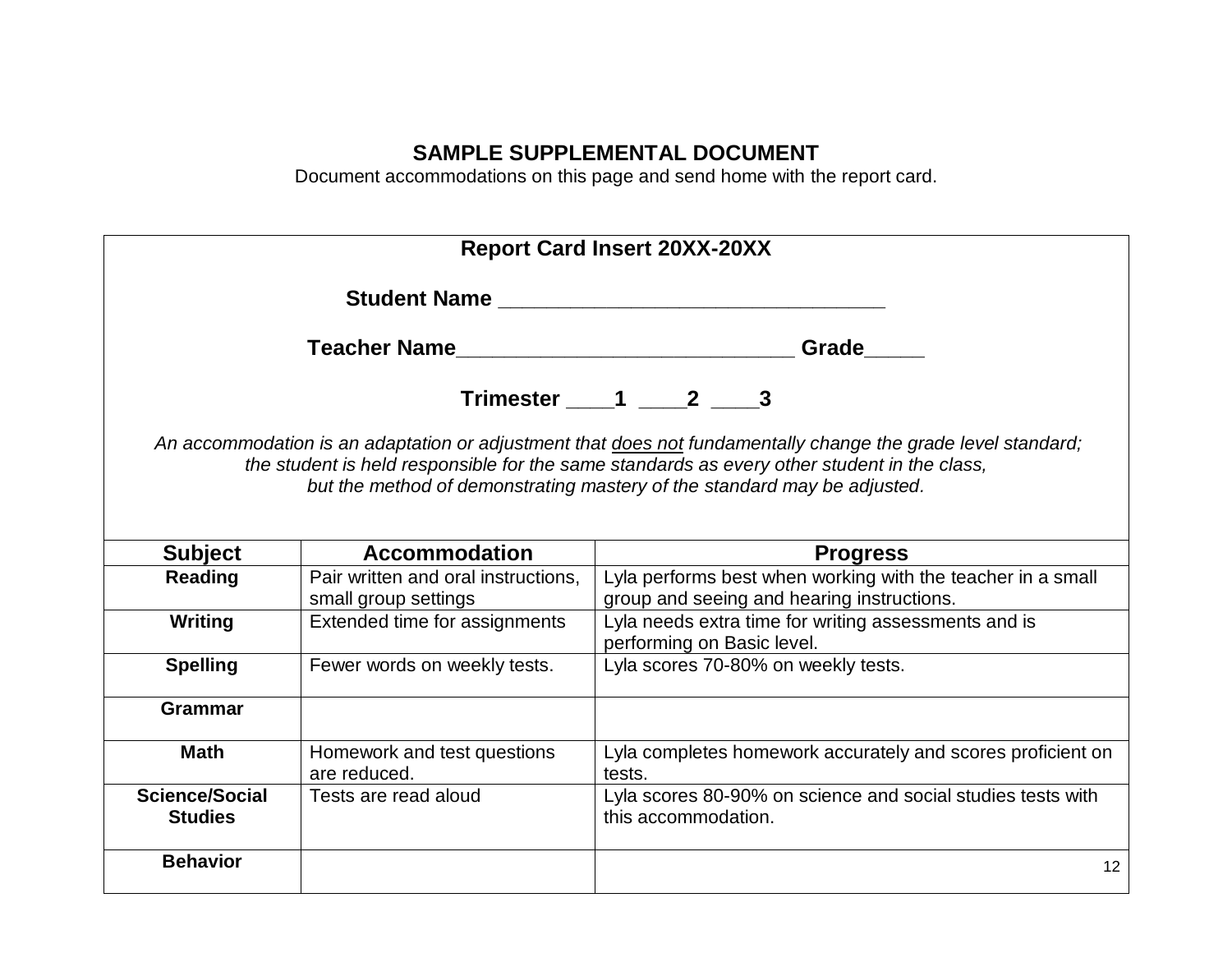## SAMPLE SUPPLEMENTAL DOCUMENT

Document accommodations on this page and send home with the report card.

**Report Card Insert 20XX-20XX**

**Student Name** ________________________________

**Teacher Name**____________________________ **Grade**_____

**Trimester** ____**1** ____**2** ____**3**

*An accommodation is an adaptation or adjustment that does not fundamentally change the grade level standard; the student is held responsible for the same standards as every other student in the class, but the method of demonstrating mastery of the standard may be adjusted.*

| Subject | Accommodation | Progress |
|---|---|---|
| **Reading** | Pair written and oral instructions, small group settings | Lyla performs best when working with the teacher in a small group and seeing and hearing instructions. |
| **Writing** | Extended time for assignments | Lyla needs extra time for writing assessments and is performing on Basic level. |
| **Spelling** | Fewer words on weekly tests. | Lyla scores 70-80% on weekly tests. |
| **Grammar** | | |
| **Math** | Homework and test questions are reduced. | Lyla completes homework accurately and scores proficient on tests. |
| **Science/Social Studies** | Tests are read aloud | Lyla scores 80-90% on science and social studies tests with this accommodation. |
| **Behavior** | | |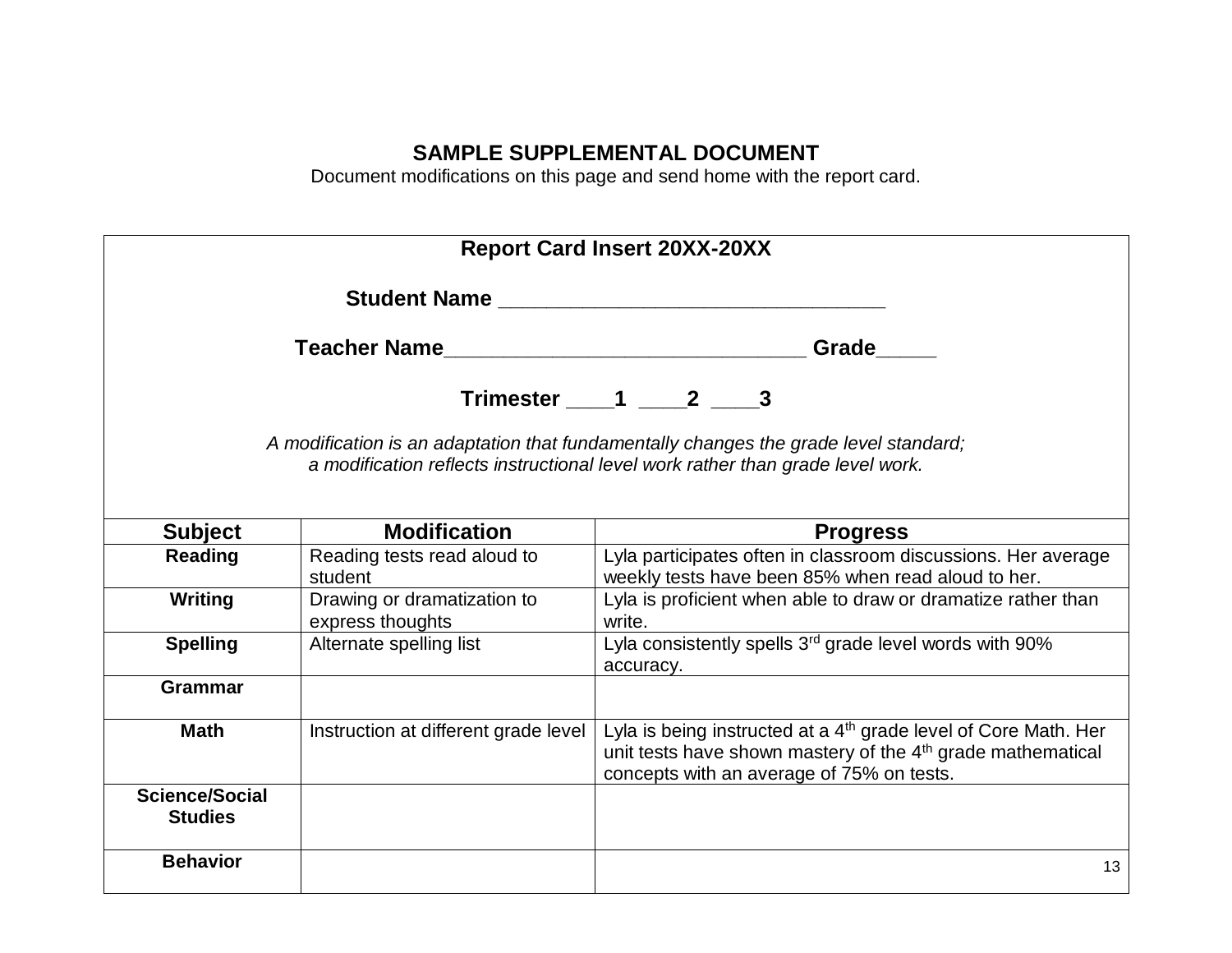## SAMPLE SUPPLEMENTAL DOCUMENT

Document modifications on this page and send home with the report card.

**Report Card Insert 20XX-20XX**

**Student Name** ________________________________

**Teacher Name**______________________________ **Grade**_____

**Trimester** ____**1** ____**2** ____**3**

*A modification is an adaptation that fundamentally changes the grade level standard; a modification reflects instructional level work rather than grade level work.*

| Subject | Modification | Progress |
|---|---|---|
| **Reading** | Reading tests read aloud to student | Lyla participates often in classroom discussions. Her average weekly tests have been 85% when read aloud to her. |
| **Writing** | Drawing or dramatization to express thoughts | Lyla is proficient when able to draw or dramatize rather than write. |
| **Spelling** | Alternate spelling list | Lyla consistently spells 3rd grade level words with 90% accuracy. |
| **Grammar** | | |
| **Math** | Instruction at different grade level | Lyla is being instructed at a 4th grade level of Core Math. Her unit tests have shown mastery of the 4th grade mathematical concepts with an average of 75% on tests. |
| **Science/Social Studies** | | |
| **Behavior** | | |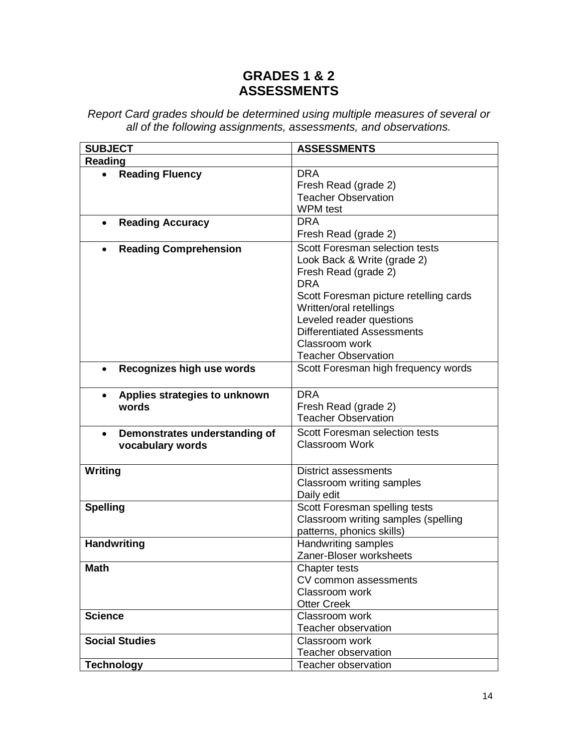# GRADES 1 & 2
# ASSESSMENTS

*Report Card grades should be determined using multiple measures of several or all of the following assignments, assessments, and observations.*

| SUBJECT | ASSESSMENTS |
|---|---|
| **Reading** | |
| • **Reading Fluency** | DRA<br>Fresh Read (grade 2)<br>Teacher Observation<br>WPM test |
| • **Reading Accuracy** | DRA<br>Fresh Read (grade 2) |
| • **Reading Comprehension** | Scott Foresman selection tests<br>Look Back & Write (grade 2)<br>Fresh Read (grade 2)<br>DRA<br>Scott Foresman picture retelling cards<br>Written/oral retellings<br>Leveled reader questions<br>Differentiated Assessments<br>Classroom work<br>Teacher Observation |
| • **Recognizes high use words** | Scott Foresman high frequency words |
| • **Applies strategies to unknown words** | DRA<br>Fresh Read (grade 2)<br>Teacher Observation |
| • **Demonstrates understanding of vocabulary words** | Scott Foresman selection tests<br>Classroom Work |
| **Writing** | District assessments<br>Classroom writing samples<br>Daily edit |
| **Spelling** | Scott Foresman spelling tests<br>Classroom writing samples (spelling patterns, phonics skills) |
| **Handwriting** | Handwriting samples<br>Zaner-Bloser worksheets |
| **Math** | Chapter tests<br>CV common assessments<br>Classroom work<br>Otter Creek |
| **Science** | Classroom work<br>Teacher observation |
| **Social Studies** | Classroom work<br>Teacher observation |
| **Technology** | Teacher observation |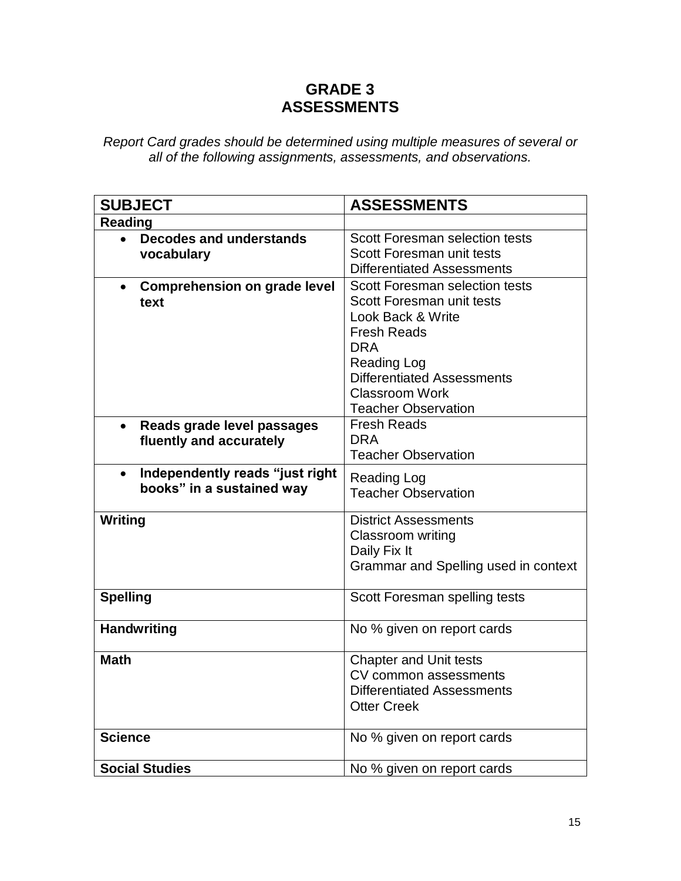# GRADE 3
# ASSESSMENTS

*Report Card grades should be determined using multiple measures of several or all of the following assignments, assessments, and observations.*

| SUBJECT | ASSESSMENTS |
|---|---|
| **Reading** | |
| • **Decodes and understands vocabulary** | Scott Foresman selection tests<br>Scott Foresman unit tests<br>Differentiated Assessments |
| • **Comprehension on grade level text** | Scott Foresman selection tests<br>Scott Foresman unit tests<br>Look Back & Write<br>Fresh Reads<br>DRA<br>Reading Log<br>Differentiated Assessments<br>Classroom Work<br>Teacher Observation |
| • **Reads grade level passages fluently and accurately** | Fresh Reads<br>DRA<br>Teacher Observation |
| • **Independently reads "just right books" in a sustained way** | Reading Log<br>Teacher Observation |
| **Writing** | District Assessments<br>Classroom writing<br>Daily Fix It<br>Grammar and Spelling used in context |
| **Spelling** | Scott Foresman spelling tests |
| **Handwriting** | No % given on report cards |
| **Math** | Chapter and Unit tests<br>CV common assessments<br>Differentiated Assessments<br>Otter Creek |
| **Science** | No % given on report cards |
| **Social Studies** | No % given on report cards |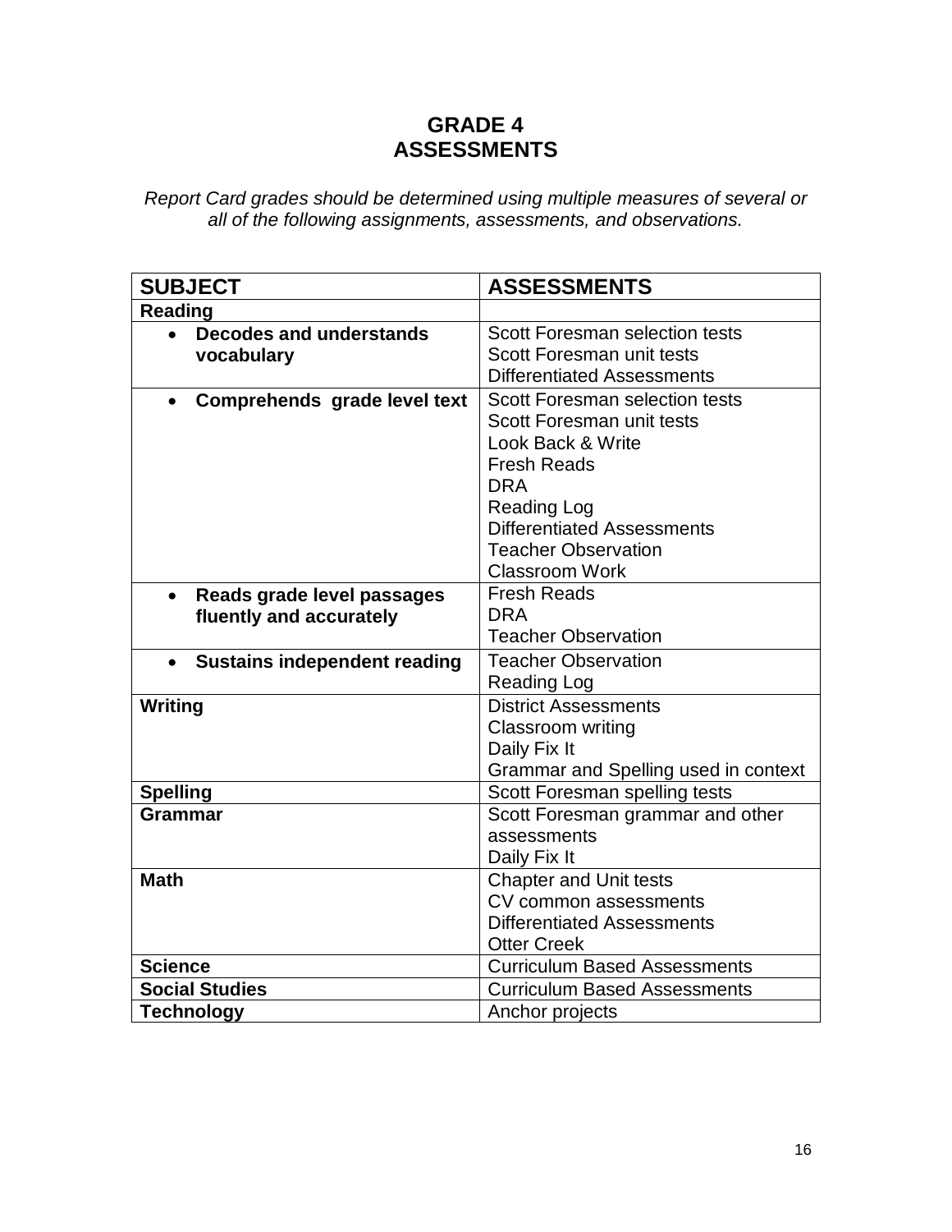# GRADE 4
# ASSESSMENTS

*Report Card grades should be determined using multiple measures of several or all of the following assignments, assessments, and observations.*

| SUBJECT | ASSESSMENTS |
| --- | --- |
| **Reading** | |
| • **Decodes and understands vocabulary** | Scott Foresman selection tests<br>Scott Foresman unit tests<br>Differentiated Assessments |
| • **Comprehends grade level text** | Scott Foresman selection tests<br>Scott Foresman unit tests<br>Look Back & Write<br>Fresh Reads<br>DRA<br>Reading Log<br>Differentiated Assessments<br>Teacher Observation<br>Classroom Work |
| • **Reads grade level passages fluently and accurately** | Fresh Reads<br>DRA<br>Teacher Observation |
| • **Sustains independent reading** | Teacher Observation<br>Reading Log |
| **Writing** | District Assessments<br>Classroom writing<br>Daily Fix It<br>Grammar and Spelling used in context |
| **Spelling** | Scott Foresman spelling tests |
| **Grammar** | Scott Foresman grammar and other assessments<br>Daily Fix It |
| **Math** | Chapter and Unit tests<br>CV common assessments<br>Differentiated Assessments<br>Otter Creek |
| **Science** | Curriculum Based Assessments |
| **Social Studies** | Curriculum Based Assessments |
| **Technology** | Anchor projects |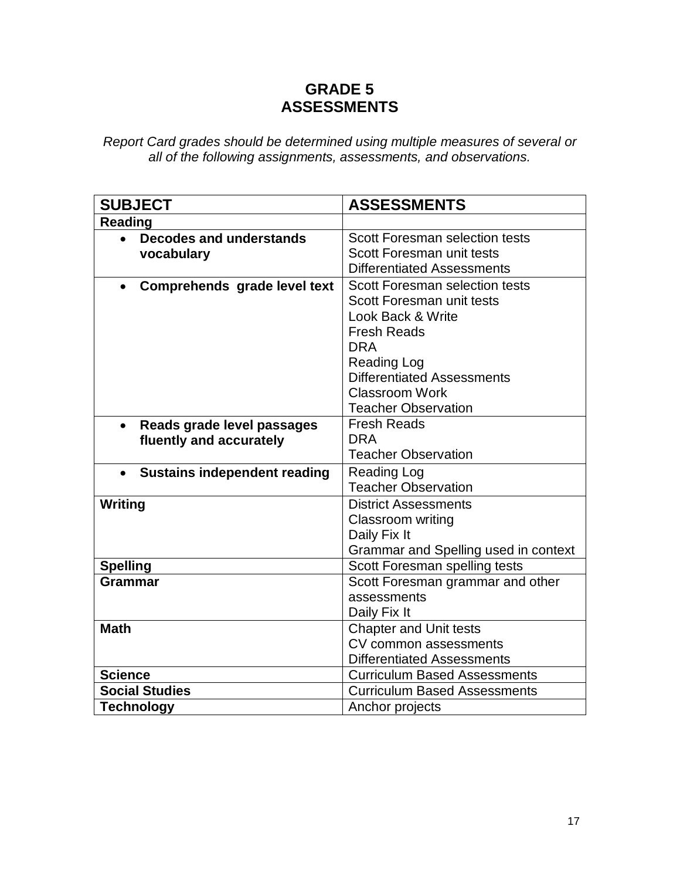# GRADE 5
# ASSESSMENTS

*Report Card grades should be determined using multiple measures of several or all of the following assignments, assessments, and observations.*

| SUBJECT | ASSESSMENTS |
| --- | --- |
| **Reading** | |
| • **Decodes and understands vocabulary** | Scott Foresman selection tests<br>Scott Foresman unit tests<br>Differentiated Assessments |
| • **Comprehends grade level text** | Scott Foresman selection tests<br>Scott Foresman unit tests<br>Look Back & Write<br>Fresh Reads<br>DRA<br>Reading Log<br>Differentiated Assessments<br>Classroom Work<br>Teacher Observation |
| • **Reads grade level passages fluently and accurately** | Fresh Reads<br>DRA<br>Teacher Observation |
| • **Sustains independent reading** | Reading Log<br>Teacher Observation |
| **Writing** | District Assessments<br>Classroom writing<br>Daily Fix It<br>Grammar and Spelling used in context |
| **Spelling** | Scott Foresman spelling tests |
| **Grammar** | Scott Foresman grammar and other assessments<br>Daily Fix It |
| **Math** | Chapter and Unit tests<br>CV common assessments<br>Differentiated Assessments |
| **Science** | Curriculum Based Assessments |
| **Social Studies** | Curriculum Based Assessments |
| **Technology** | Anchor projects |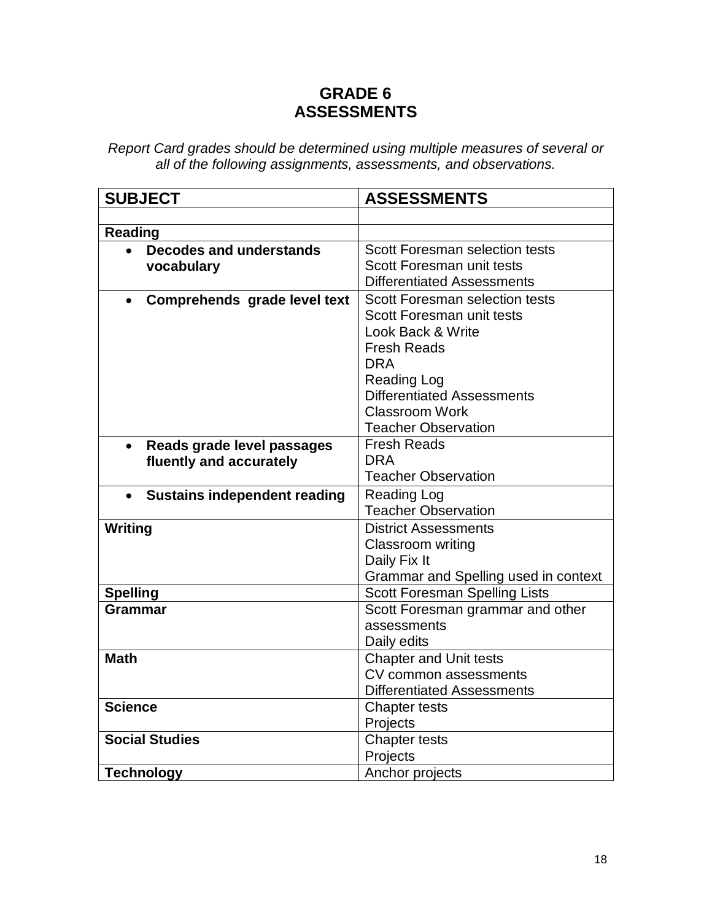# GRADE 6
# ASSESSMENTS

*Report Card grades should be determined using multiple measures of several or all of the following assignments, assessments, and observations.*

| SUBJECT | ASSESSMENTS |
|---|---|
| | |
| **Reading** | |
| • **Decodes and understands vocabulary** | Scott Foresman selection tests<br>Scott Foresman unit tests<br>Differentiated Assessments |
| • **Comprehends grade level text** | Scott Foresman selection tests<br>Scott Foresman unit tests<br>Look Back & Write<br>Fresh Reads<br>DRA<br>Reading Log<br>Differentiated Assessments<br>Classroom Work<br>Teacher Observation |
| • **Reads grade level passages fluently and accurately** | Fresh Reads<br>DRA<br>Teacher Observation |
| • **Sustains independent reading** | Reading Log<br>Teacher Observation |
| **Writing** | District Assessments<br>Classroom writing<br>Daily Fix It<br>Grammar and Spelling used in context |
| **Spelling** | Scott Foresman Spelling Lists |
| **Grammar** | Scott Foresman grammar and other assessments<br>Daily edits |
| **Math** | Chapter and Unit tests<br>CV common assessments<br>Differentiated Assessments |
| **Science** | Chapter tests<br>Projects |
| **Social Studies** | Chapter tests<br>Projects |
| **Technology** | Anchor projects |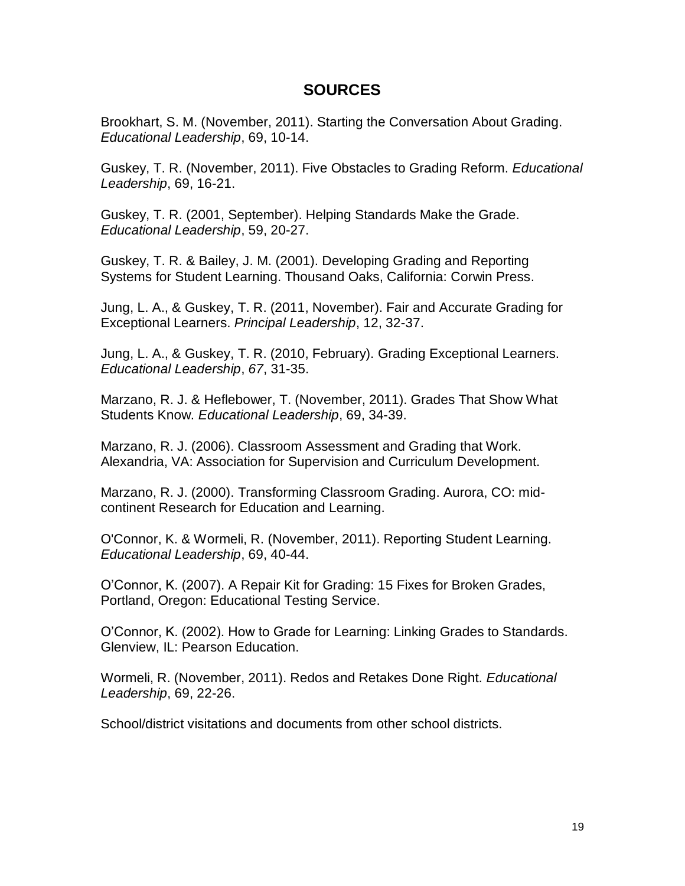## SOURCES

Brookhart, S. M. (November, 2011). Starting the Conversation About Grading. *Educational Leadership*, 69, 10-14.

Guskey, T. R. (November, 2011). Five Obstacles to Grading Reform. *Educational Leadership*, 69, 16-21.

Guskey, T. R. (2001, September). Helping Standards Make the Grade. *Educational Leadership*, 59, 20-27.

Guskey, T. R. & Bailey, J. M. (2001). Developing Grading and Reporting Systems for Student Learning. Thousand Oaks, California: Corwin Press.

Jung, L. A., & Guskey, T. R. (2011, November). Fair and Accurate Grading for Exceptional Learners. *Principal Leadership*, 12, 32-37.

Jung, L. A., & Guskey, T. R. (2010, February). Grading Exceptional Learners. *Educational Leadership*, *67*, 31-35.

Marzano, R. J. & Heflebower, T. (November, 2011). Grades That Show What Students Know. *Educational Leadership*, 69, 34-39.

Marzano, R. J. (2006). Classroom Assessment and Grading that Work. Alexandria, VA: Association for Supervision and Curriculum Development.

Marzano, R. J. (2000). Transforming Classroom Grading. Aurora, CO: mid-continent Research for Education and Learning.

O'Connor, K. & Wormeli, R. (November, 2011). Reporting Student Learning. *Educational Leadership*, 69, 40-44.

O'Connor, K. (2007). A Repair Kit for Grading: 15 Fixes for Broken Grades, Portland, Oregon: Educational Testing Service.

O'Connor, K. (2002). How to Grade for Learning: Linking Grades to Standards. Glenview, IL: Pearson Education.

Wormeli, R. (November, 2011). Redos and Retakes Done Right. *Educational Leadership*, 69, 22-26.

School/district visitations and documents from other school districts.